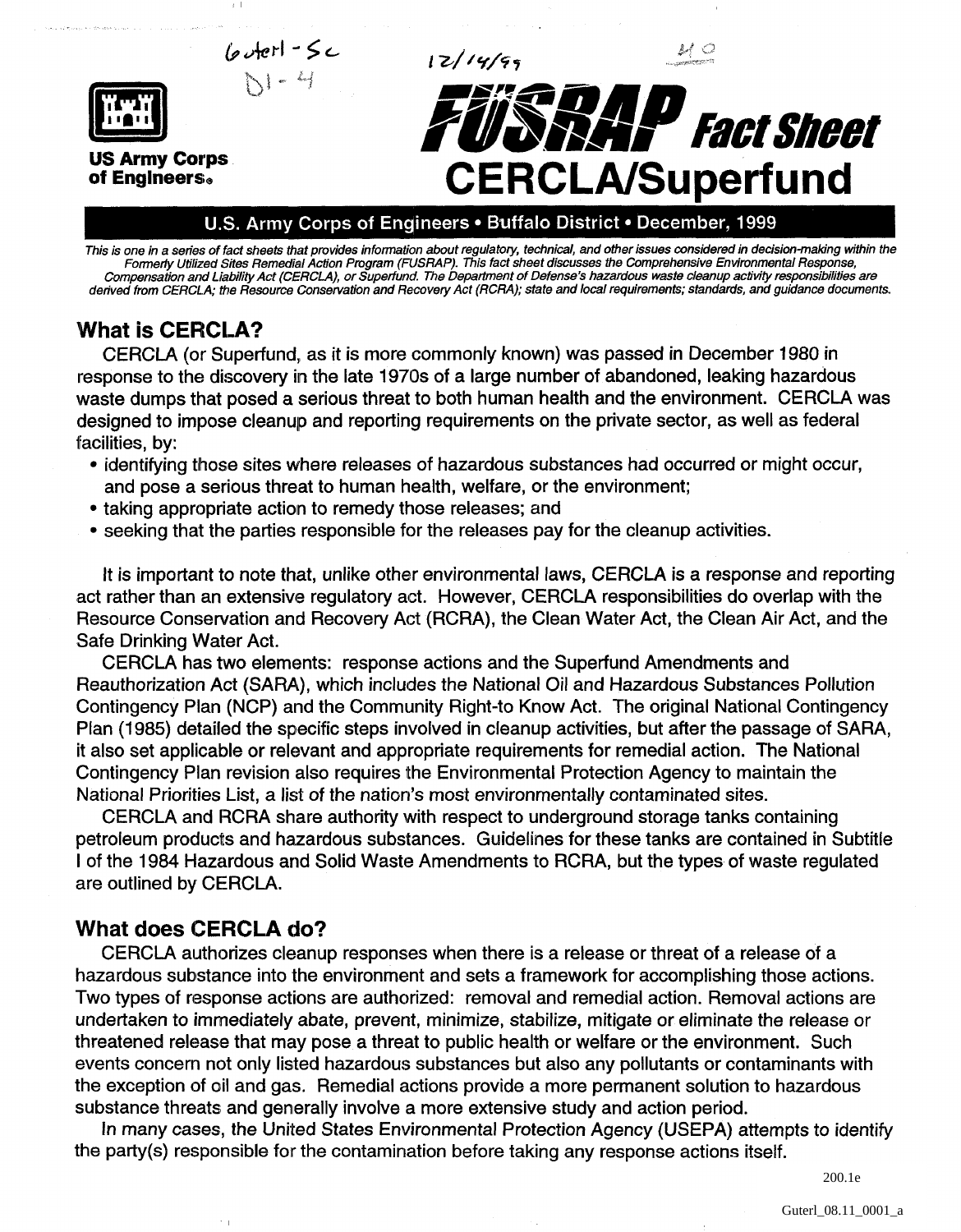# FUSRAP Fact Sheet CERCLA/Superfund

US Army Corps of Engineers

**U.S. Army Corps of Engineers • Buffalo District • December, 1999**

*This is one in a series of fact sheets that provides information about regulatory, technical, and other issues considered in decision-making within the Formerly Utilized Sites Remedial Action Program (FUSRAP). This fact sheet discusses the Comprehensive Environmental Response, Compensation and Liability Act (CERCLA), or Superfund. The Department of Defense's hazardous waste cleanup activity responsibilities are derived from CERCLA; the Resource Conservation and Recovery Act (RCRA); state and local requirements; standards, and guidance documents.*

## What is CERCLA?

CERCLA (or Superfund, as it is more commonly known) was passed in December 1980 in response to the discovery in the late 1970s of a large number of abandoned, leaking hazardous waste dumps that posed a serious threat to both human health and the environment. CERCLA was designed to impose cleanup and reporting requirements on the private sector, as well as federal facilities, by:

- identifying those sites where releases of hazardous substances had occurred or might occur, and pose a serious threat to human health, welfare, or the environment;
- taking appropriate action to remedy those releases; and
- seeking that the parties responsible for the releases pay for the cleanup activities.

It is important to note that, unlike other environmental laws, CERCLA is a response and reporting act rather than an extensive regulatory act. However, CERCLA responsibilities do overlap with the Resource Conservation and Recovery Act (RCRA), the Clean Water Act, the Clean Air Act, and the Safe Drinking Water Act.

CERCLA has two elements: response actions and the Superfund Amendments and Reauthorization Act (SARA), which includes the National Oil and Hazardous Substances Pollution Contingency Plan (NCP) and the Community Right-to Know Act. The original National Contingency Plan (1985) detailed the specific steps involved in cleanup activities, but after the passage of SARA, it also set applicable or relevant and appropriate requirements for remedial action. The National Contingency Plan revision also requires the Environmental Protection Agency to maintain the National Priorities List, a list of the nation's most environmentally contaminated sites.

CERCLA and RCRA share authority with respect to underground storage tanks containing petroleum products and hazardous substances. Guidelines for these tanks are contained in Subtitle I of the 1984 Hazardous and Solid Waste Amendments to RCRA, but the types of waste regulated are outlined by CERCLA.

## What does CERCLA do?

CERCLA authorizes cleanup responses when there is a release or threat of a release of a hazardous substance into the environment and sets a framework for accomplishing those actions. Two types of response actions are authorized: removal and remedial action. Removal actions are undertaken to immediately abate, prevent, minimize, stabilize, mitigate or eliminate the release or threatened release that may pose a threat to public health or welfare or the environment. Such events concern not only listed hazardous substances but also any pollutants or contaminants with the exception of oil and gas. Remedial actions provide a more permanent solution to hazardous substance threats and generally involve a more extensive study and action period.

In many cases, the United States Environmental Protection Agency (USEPA) attempts to identify the party(s) responsible for the contamination before taking any response actions itself.

200.1e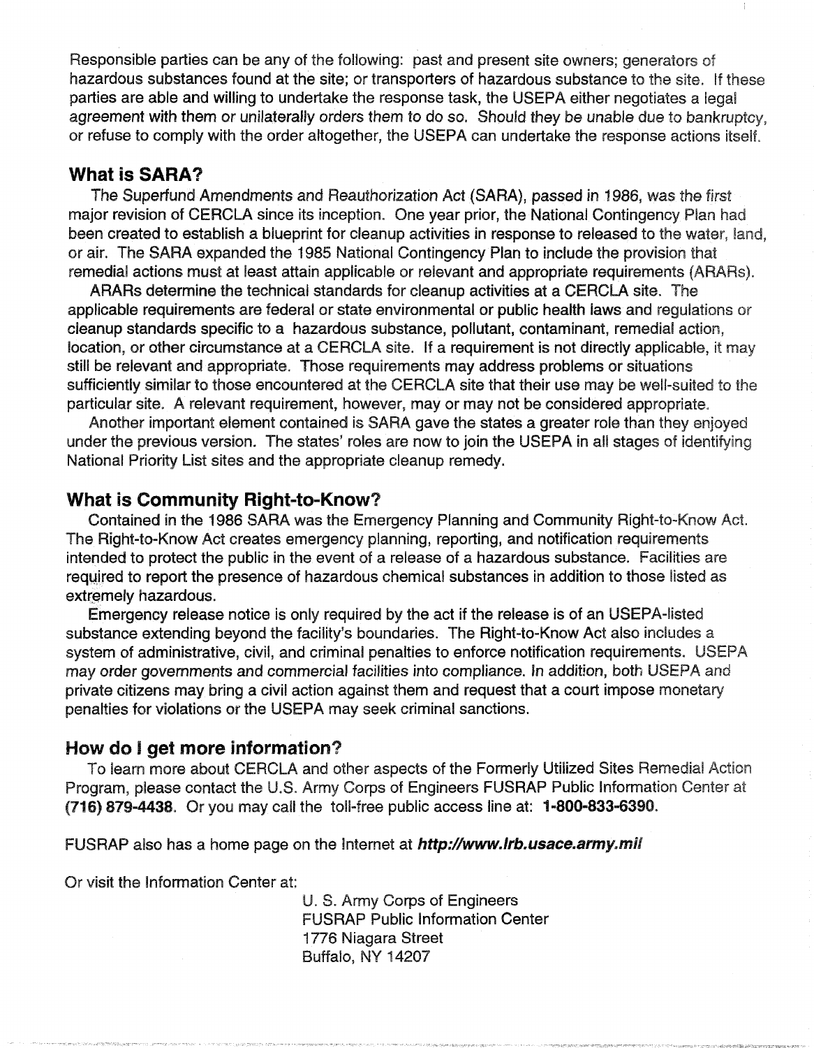Responsible parties can be any of the following: past and present site owners; generators of hazardous substances found at the site; or transporters of hazardous substance to the site. If these parties are able and willing to undertake the response task, the USEPA either negotiates a legal agreement with them or unilaterally orders them to do so. Should they be unable due to bankruptcy, or refuse to comply with the order altogether, the USEPA can undertake the response actions itself.

## What is SARA?

The Superfund Amendments and Reauthorization Act (SARA), passed in 1986, was the first major revision of CERCLA since its inception. One year prior, the National Contingency Plan had been created to establish a blueprint for cleanup activities in response to released to the water, land, or air. The SARA expanded the 1985 National Contingency Plan to include the provision that remedial actions must at least attain applicable or relevant and appropriate requirements (ARARs).

ARARs determine the technical standards for cleanup activities at a CERCLA site. The applicable requirements are federal or state environmental or public health laws and regulations or cleanup standards specific to a hazardous substance, pollutant, contaminant, remedial action, location, or other circumstance at a CERCLA site. If a requirement is not directly applicable, it may still be relevant and appropriate. Those requirements may address problems or situations sufficiently similar to those encountered at the CERCLA site that their use may be well-suited to the particular site. A relevant requirement, however, may or may not be considered appropriate.

Another important element contained is SARA gave the states a greater role than they enjoyed under the previous version. The states' roles are now to join the USEPA in all stages of identifying National Priority List sites and the appropriate cleanup remedy.

## What is Community Right-to-Know?

Contained in the 1986 SARA was the Emergency Planning and Community Right-to-Know Act. The Right-to-Know Act creates emergency planning, reporting, and notification requirements intended to protect the public in the event of a release of a hazardous substance. Facilities are required to report the presence of hazardous chemical substances in addition to those listed as extremely hazardous.

Emergency release notice is only required by the act if the release is of an USEPA-listed substance extending beyond the facility's boundaries. The Right-to-Know Act also includes a system of administrative, civil, and criminal penalties to enforce notification requirements. USEPA may order governments and commercial facilities into compliance. In addition, both USEPA and private citizens may bring a civil action against them and request that a court impose monetary penalties for violations or the USEPA may seek criminal sanctions.

## How do I get more information?

To learn more about CERCLA and other aspects of the Formerly Utilized Sites Remedial Action Program, please contact the U.S. Army Corps of Engineers FUSRAP Public Information Center at **(716) 879-4438**. Or you may call the toll-free public access line at: **1-800-833-6390**.

FUSRAP also has a home page on the Internet at ***http://www.lrb.usace.army.mil***

Or visit the Information Center at:

U. S. Army Corps of Engineers
FUSRAP Public Information Center
1776 Niagara Street
Buffalo, NY 14207